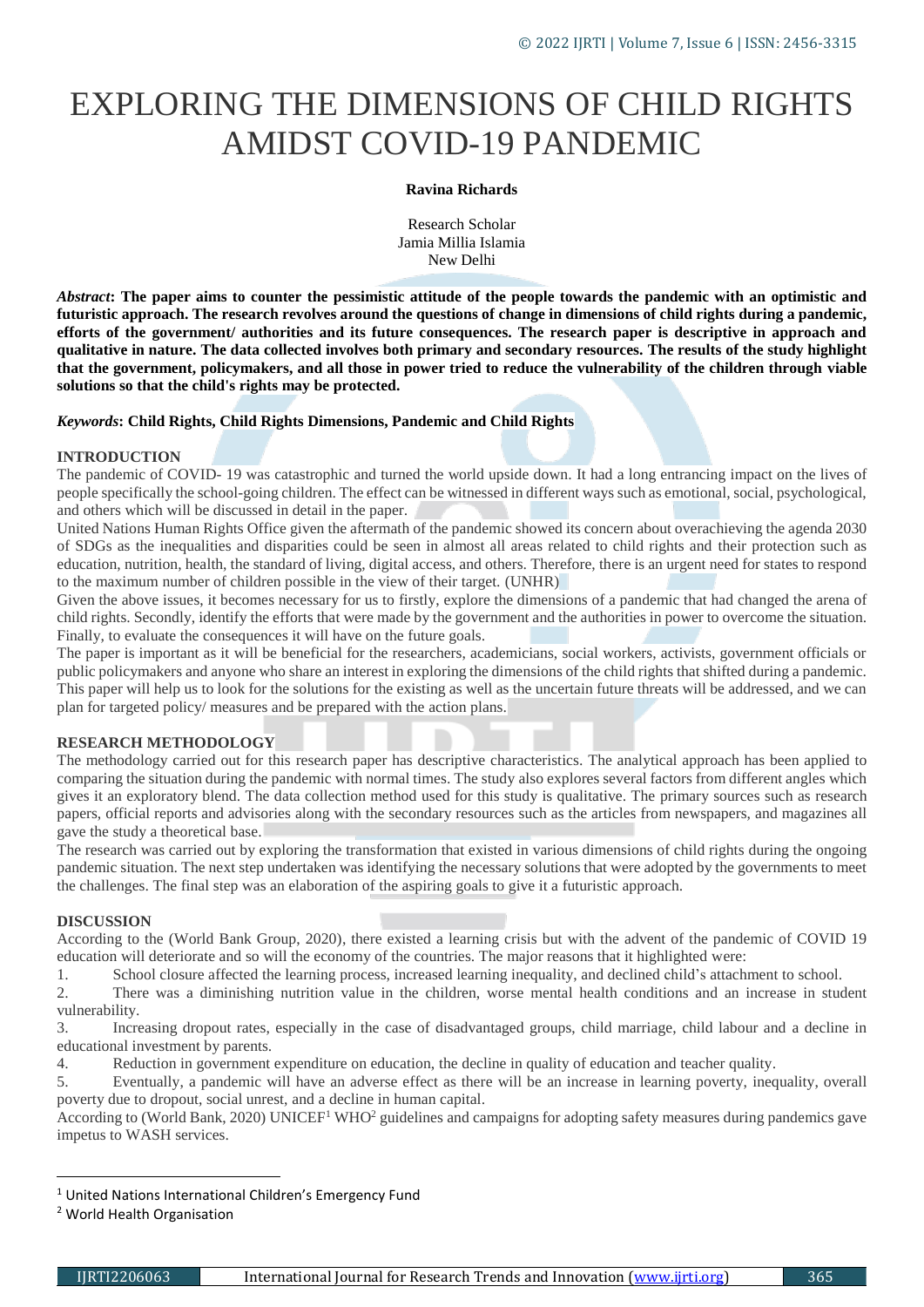# EXPLORING THE DIMENSIONS OF CHILD RIGHTS AMIDST COVID-19 PANDEMIC

**Ravina Richards**

Research Scholar
Jamia Millia Islamia
New Delhi

***Abstract*: The paper aims to counter the pessimistic attitude of the people towards the pandemic with an optimistic and futuristic approach. The research revolves around the questions of change in dimensions of child rights during a pandemic, efforts of the government/ authorities and its future consequences. The research paper is descriptive in approach and qualitative in nature. The data collected involves both primary and secondary resources. The results of the study highlight that the government, policymakers, and all those in power tried to reduce the vulnerability of the children through viable solutions so that the child's rights may be protected.**

***Keywords*: Child Rights, Child Rights Dimensions, Pandemic and Child Rights**

## INTRODUCTION

The pandemic of COVID- 19 was catastrophic and turned the world upside down. It had a long entrancing impact on the lives of people specifically the school-going children. The effect can be witnessed in different ways such as emotional, social, psychological, and others which will be discussed in detail in the paper.

United Nations Human Rights Office given the aftermath of the pandemic showed its concern about overachieving the agenda 2030 of SDGs as the inequalities and disparities could be seen in almost all areas related to child rights and their protection such as education, nutrition, health, the standard of living, digital access, and others. Therefore, there is an urgent need for states to respond to the maximum number of children possible in the view of their target. (UNHR)

Given the above issues, it becomes necessary for us to firstly, explore the dimensions of a pandemic that had changed the arena of child rights. Secondly, identify the efforts that were made by the government and the authorities in power to overcome the situation. Finally, to evaluate the consequences it will have on the future goals.

The paper is important as it will be beneficial for the researchers, academicians, social workers, activists, government officials or public policymakers and anyone who share an interest in exploring the dimensions of the child rights that shifted during a pandemic. This paper will help us to look for the solutions for the existing as well as the uncertain future threats will be addressed, and we can plan for targeted policy/ measures and be prepared with the action plans.

## RESEARCH METHODOLOGY

The methodology carried out for this research paper has descriptive characteristics. The analytical approach has been applied to comparing the situation during the pandemic with normal times. The study also explores several factors from different angles which gives it an exploratory blend. The data collection method used for this study is qualitative. The primary sources such as research papers, official reports and advisories along with the secondary resources such as the articles from newspapers, and magazines all gave the study a theoretical base.

The research was carried out by exploring the transformation that existed in various dimensions of child rights during the ongoing pandemic situation. The next step undertaken was identifying the necessary solutions that were adopted by the governments to meet the challenges. The final step was an elaboration of the aspiring goals to give it a futuristic approach.

## DISCUSSION

According to the (World Bank Group, 2020), there existed a learning crisis but with the advent of the pandemic of COVID 19 education will deteriorate and so will the economy of the countries. The major reasons that it highlighted were:

1. School closure affected the learning process, increased learning inequality, and declined child's attachment to school.
2. There was a diminishing nutrition value in the children, worse mental health conditions and an increase in student vulnerability.
3. Increasing dropout rates, especially in the case of disadvantaged groups, child marriage, child labour and a decline in educational investment by parents.
4. Reduction in government expenditure on education, the decline in quality of education and teacher quality.
5. Eventually, a pandemic will have an adverse effect as there will be an increase in learning poverty, inequality, overall poverty due to dropout, social unrest, and a decline in human capital.

According to (World Bank, 2020) UNICEF[1] WHO[2] guidelines and campaigns for adopting safety measures during pandemics gave impetus to WASH services.

---

[1] United Nations International Children's Emergency Fund

[2] World Health Organisation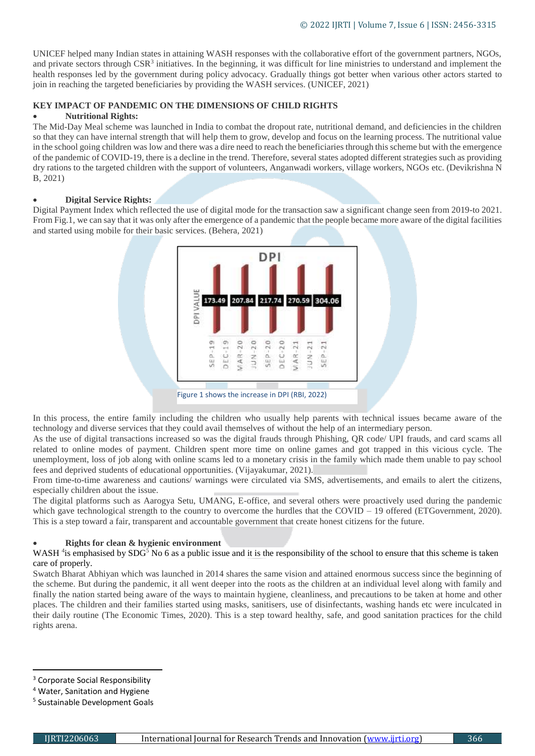UNICEF helped many Indian states in attaining WASH responses with the collaborative effort of the government partners, NGOs, and private sectors through CSR[3] initiatives. In the beginning, it was difficult for line ministries to understand and implement the health responses led by the government during policy advocacy. Gradually things got better when various other actors started to join in reaching the targeted beneficiaries by providing the WASH services. (UNICEF, 2021)

## KEY IMPACT OF PANDEMIC ON THE DIMENSIONS OF CHILD RIGHTS

- **Nutritional Rights:**

The Mid-Day Meal scheme was launched in India to combat the dropout rate, nutritional demand, and deficiencies in the children so that they can have internal strength that will help them to grow, develop and focus on the learning process. The nutritional value in the school going children was low and there was a dire need to reach the beneficiaries through this scheme but with the emergence of the pandemic of COVID-19, there is a decline in the trend. Therefore, several states adopted different strategies such as providing dry rations to the targeted children with the support of volunteers, Anganwadi workers, village workers, NGOs etc. (Devikrishna N B, 2021)

- **Digital Service Rights:**

Digital Payment Index which reflected the use of digital mode for the transaction saw a significant change seen from 2019-to 2021. From Fig.1, we can say that it was only after the emergence of a pandemic that the people became more aware of the digital facilities and started using mobile for their basic services. (Behera, 2021)

Figure 1 shows the increase in DPI (RBI, 2022)

In this process, the entire family including the children who usually help parents with technical issues became aware of the technology and diverse services that they could avail themselves of without the help of an intermediary person.

As the use of digital transactions increased so was the digital frauds through Phishing, QR code/ UPI frauds, and card scams all related to online modes of payment. Children spent more time on online games and got trapped in this vicious cycle. The unemployment, loss of job along with online scams led to a monetary crisis in the family which made them unable to pay school fees and deprived students of educational opportunities. (Vijayakumar, 2021).

From time-to-time awareness and cautions/ warnings were circulated via SMS, advertisements, and emails to alert the citizens, especially children about the issue.

The digital platforms such as Aarogya Setu, UMANG, E-office, and several others were proactively used during the pandemic which gave technological strength to the country to overcome the hurdles that the COVID – 19 offered (ETGovernment, 2020). This is a step toward a fair, transparent and accountable government that create honest citizens for the future.

- **Rights for clean & hygienic environment**

WASH [4]is emphasised by SDG[5] No 6 as a public issue and it is the responsibility of the school to ensure that this scheme is taken care of properly.

Swatch Bharat Abhiyan which was launched in 2014 shares the same vision and attained enormous success since the beginning of the scheme. But during the pandemic, it all went deeper into the roots as the children at an individual level along with family and finally the nation started being aware of the ways to maintain hygiene, cleanliness, and precautions to be taken at home and other places. The children and their families started using masks, sanitisers, use of disinfectants, washing hands etc were inculcated in their daily routine (The Economic Times, 2020). This is a step toward healthy, safe, and good sanitation practices for the child rights arena.

---

[3] Corporate Social Responsibility

[4] Water, Sanitation and Hygiene

[5] Sustainable Development Goals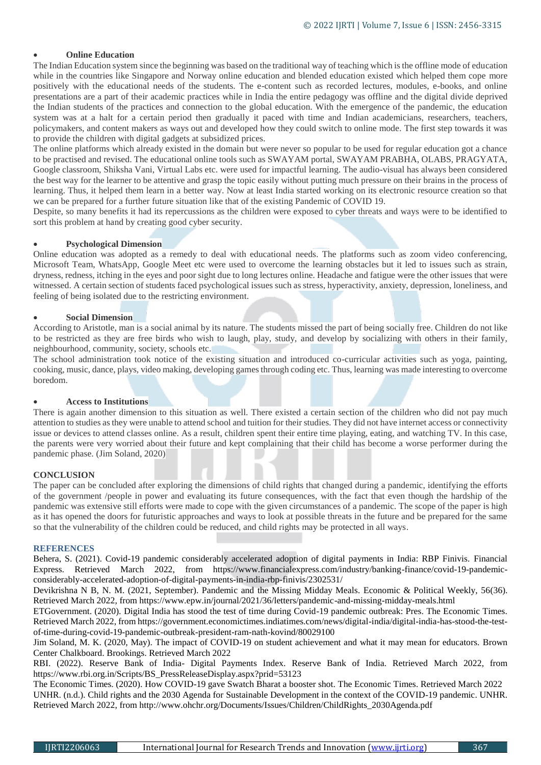- **Online Education**

The Indian Education system since the beginning was based on the traditional way of teaching which is the offline mode of education while in the countries like Singapore and Norway online education and blended education existed which helped them cope more positively with the educational needs of the students. The e-content such as recorded lectures, modules, e-books, and online presentations are a part of their academic practices while in India the entire pedagogy was offline and the digital divide deprived the Indian students of the practices and connection to the global education. With the emergence of the pandemic, the education system was at a halt for a certain period then gradually it paced with time and Indian academicians, researchers, teachers, policymakers, and content makers as ways out and developed how they could switch to online mode. The first step towards it was to provide the children with digital gadgets at subsidized prices.

The online platforms which already existed in the domain but were never so popular to be used for regular education got a chance to be practised and revised. The educational online tools such as SWAYAM portal, SWAYAM PRABHA, OLABS, PRAGYATA, Google classroom, Shiksha Vani, Virtual Labs etc. were used for impactful learning. The audio-visual has always been considered the best way for the learner to be attentive and grasp the topic easily without putting much pressure on their brains in the process of learning. Thus, it helped them learn in a better way. Now at least India started working on its electronic resource creation so that we can be prepared for a further future situation like that of the existing Pandemic of COVID 19.

Despite, so many benefits it had its repercussions as the children were exposed to cyber threats and ways were to be identified to sort this problem at hand by creating good cyber security.

- **Psychological Dimension**

Online education was adopted as a remedy to deal with educational needs. The platforms such as zoom video conferencing, Microsoft Team, WhatsApp, Google Meet etc were used to overcome the learning obstacles but it led to issues such as strain, dryness, redness, itching in the eyes and poor sight due to long lectures online. Headache and fatigue were the other issues that were witnessed. A certain section of students faced psychological issues such as stress, hyperactivity, anxiety, depression, loneliness, and feeling of being isolated due to the restricting environment.

- **Social Dimension**

According to Aristotle, man is a social animal by its nature. The students missed the part of being socially free. Children do not like to be restricted as they are free birds who wish to laugh, play, study, and develop by socializing with others in their family, neighbourhood, community, society, schools etc.

The school administration took notice of the existing situation and introduced co-curricular activities such as yoga, painting, cooking, music, dance, plays, video making, developing games through coding etc. Thus, learning was made interesting to overcome boredom.

- **Access to Institutions**

There is again another dimension to this situation as well. There existed a certain section of the children who did not pay much attention to studies as they were unable to attend school and tuition for their studies. They did not have internet access or connectivity issue or devices to attend classes online. As a result, children spent their entire time playing, eating, and watching TV. In this case, the parents were very worried about their future and kept complaining that their child has become a worse performer during the pandemic phase. (Jim Soland, 2020)

## CONCLUSION

The paper can be concluded after exploring the dimensions of child rights that changed during a pandemic, identifying the efforts of the government /people in power and evaluating its future consequences, with the fact that even though the hardship of the pandemic was extensive still efforts were made to cope with the given circumstances of a pandemic. The scope of the paper is high as it has opened the doors for futuristic approaches and ways to look at possible threats in the future and be prepared for the same so that the vulnerability of the children could be reduced, and child rights may be protected in all ways.

## REFERENCES

Behera, S. (2021). Covid-19 pandemic considerably accelerated adoption of digital payments in India: RBP Finivis. Financial Express. Retrieved March 2022, from https://www.financialexpress.com/industry/banking-finance/covid-19-pandemic-considerably-accelerated-adoption-of-digital-payments-in-india-rbp-finivis/2302531/

Devikrishna N B, N. M. (2021, September). Pandemic and the Missing Midday Meals. Economic & Political Weekly, 56(36). Retrieved March 2022, from https://www.epw.in/journal/2021/36/letters/pandemic-and-missing-midday-meals.html

ETGovernment. (2020). Digital India has stood the test of time during Covid-19 pandemic outbreak: Pres. The Economic Times. Retrieved March 2022, from https://government.economictimes.indiatimes.com/news/digital-india/digital-india-has-stood-the-test-of-time-during-covid-19-pandemic-outbreak-president-ram-nath-kovind/80029100

Jim Soland, M. K. (2020, May). The impact of COVID-19 on student achievement and what it may mean for educators. Brown Center Chalkboard. Brookings. Retrieved March 2022

RBI. (2022). Reserve Bank of India- Digital Payments Index. Reserve Bank of India. Retrieved March 2022, from https://www.rbi.org.in/Scripts/BS_PressReleaseDisplay.aspx?prid=53123

The Economic Times. (2020). How COVID-19 gave Swatch Bharat a booster shot. The Economic Times. Retrieved March 2022

UNHR. (n.d.). Child rights and the 2030 Agenda for Sustainable Development in the context of the COVID-19 pandemic. UNHR. Retrieved March 2022, from http://www.ohchr.org/Documents/Issues/Children/ChildRights_2030Agenda.pdf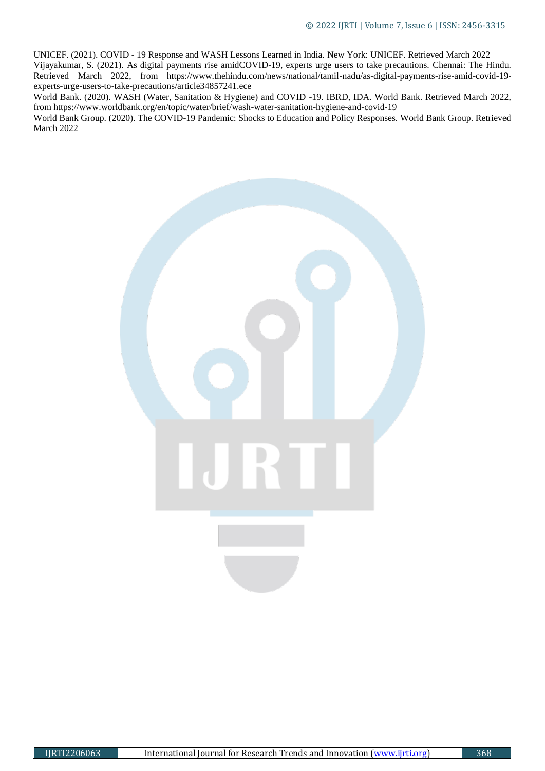UNICEF. (2021). COVID - 19 Response and WASH Lessons Learned in India. New York: UNICEF. Retrieved March 2022

Vijayakumar, S. (2021). As digital payments rise amidCOVID-19, experts urge users to take precautions. Chennai: The Hindu. Retrieved March 2022, from https://www.thehindu.com/news/national/tamil-nadu/as-digital-payments-rise-amid-covid-19-experts-urge-users-to-take-precautions/article34857241.ece

World Bank. (2020). WASH (Water, Sanitation & Hygiene) and COVID -19. IBRD, IDA. World Bank. Retrieved March 2022, from https://www.worldbank.org/en/topic/water/brief/wash-water-sanitation-hygiene-and-covid-19

World Bank Group. (2020). The COVID-19 Pandemic: Shocks to Education and Policy Responses. World Bank Group. Retrieved March 2022